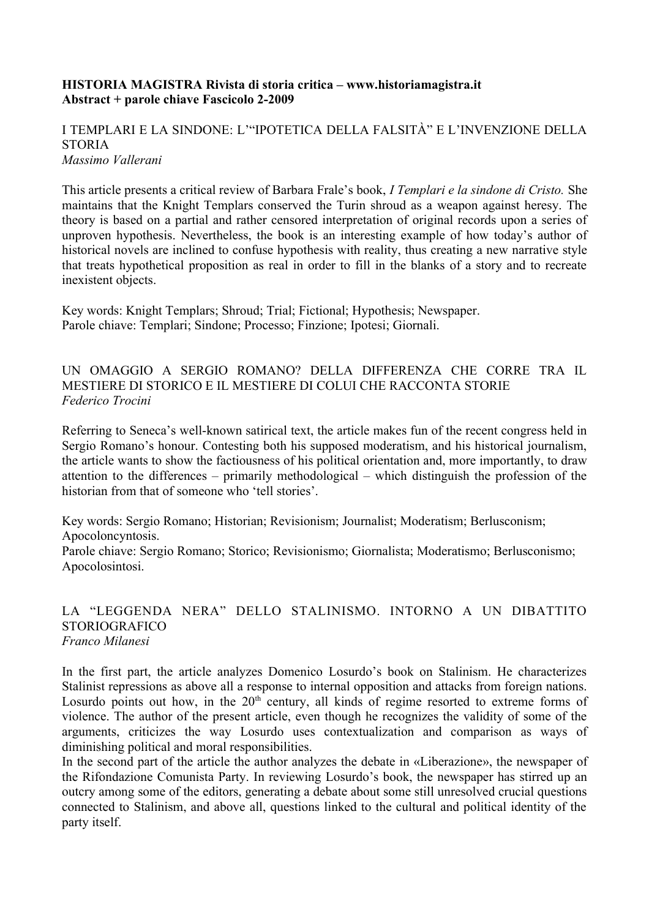**HISTORIA MAGISTRA Rivista di storia critica – www.historiamagistra.it**
**Abstract + parole chiave Fascicolo 2-2009**

## I TEMPLARI E LA SINDONE: L'"IPOTETICA DELLA FALSITÀ" E L'INVENZIONE DELLA STORIA

*Massimo Vallerani*

This article presents a critical review of Barbara Frale's book, *I Templari e la sindone di Cristo.* She maintains that the Knight Templars conserved the Turin shroud as a weapon against heresy. The theory is based on a partial and rather censored interpretation of original records upon a series of unproven hypothesis. Nevertheless, the book is an interesting example of how today's author of historical novels are inclined to confuse hypothesis with reality, thus creating a new narrative style that treats hypothetical proposition as real in order to fill in the blanks of a story and to recreate inexistent objects.

Key words: Knight Templars; Shroud; Trial; Fictional; Hypothesis; Newspaper.
Parole chiave: Templari; Sindone; Processo; Finzione; Ipotesi; Giornali.

## UN OMAGGIO A SERGIO ROMANO? DELLA DIFFERENZA CHE CORRE TRA IL MESTIERE DI STORICO E IL MESTIERE DI COLUI CHE RACCONTA STORIE

*Federico Trocini*

Referring to Seneca's well-known satirical text, the article makes fun of the recent congress held in Sergio Romano's honour. Contesting both his supposed moderatism, and his historical journalism, the article wants to show the factiousness of his political orientation and, more importantly, to draw attention to the differences – primarily methodological – which distinguish the profession of the historian from that of someone who 'tell stories'.

Key words: Sergio Romano; Historian; Revisionism; Journalist; Moderatism; Berlusconism; Apocoloncyntosis.
Parole chiave: Sergio Romano; Storico; Revisionismo; Giornalista; Moderatismo; Berlusconismo; Apocolosintosi.

## LA "LEGGENDA NERA" DELLO STALINISMO. INTORNO A UN DIBATTITO STORIOGRAFICO

*Franco Milanesi*

In the first part, the article analyzes Domenico Losurdo's book on Stalinism. He characterizes Stalinist repressions as above all a response to internal opposition and attacks from foreign nations. Losurdo points out how, in the 20th century, all kinds of regime resorted to extreme forms of violence. The author of the present article, even though he recognizes the validity of some of the arguments, criticizes the way Losurdo uses contextualization and comparison as ways of diminishing political and moral responsibilities.

In the second part of the article the author analyzes the debate in «Liberazione», the newspaper of the Rifondazione Comunista Party. In reviewing Losurdo's book, the newspaper has stirred up an outcry among some of the editors, generating a debate about some still unresolved crucial questions connected to Stalinism, and above all, questions linked to the cultural and political identity of the party itself.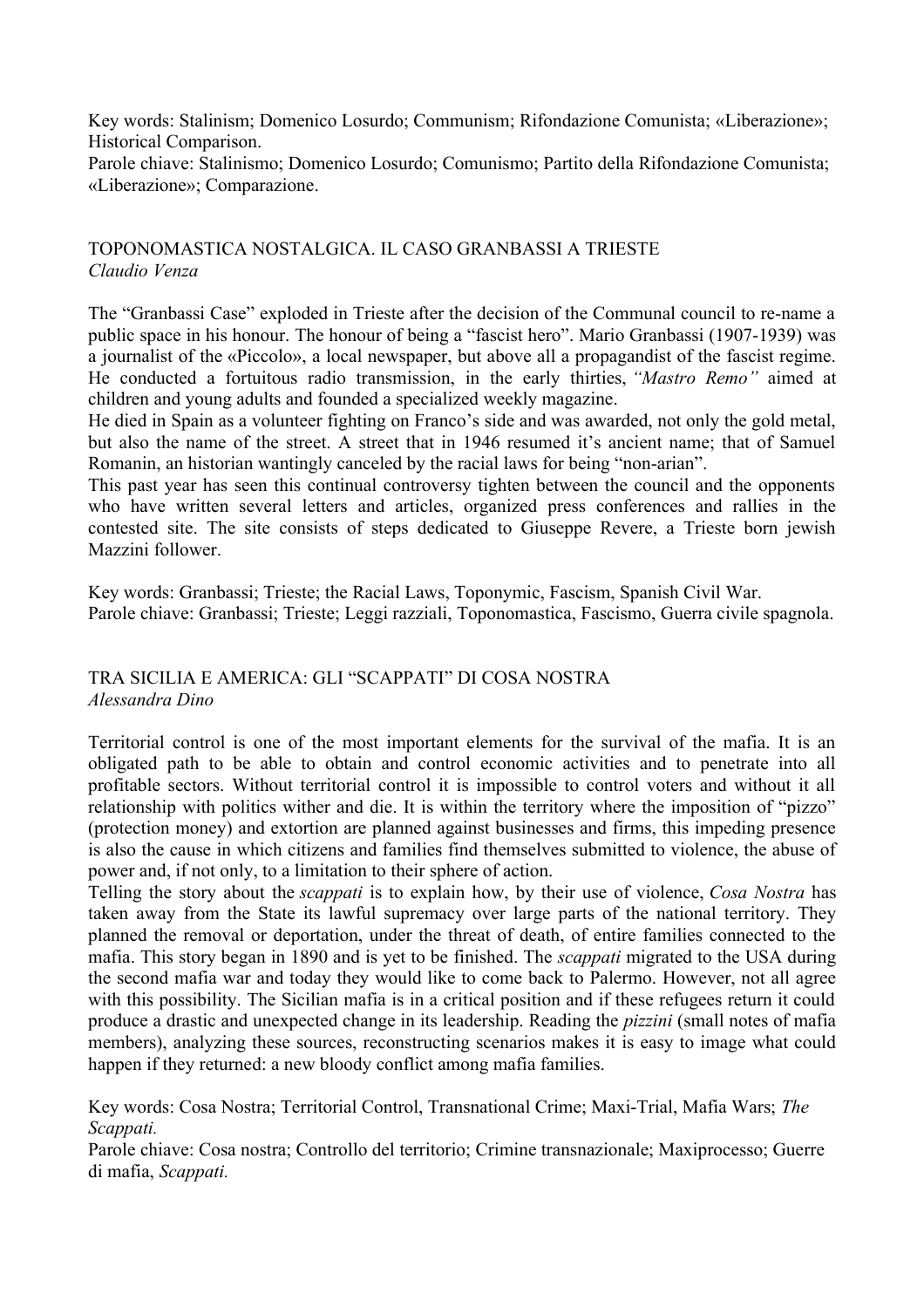Key words: Stalinism; Domenico Losurdo; Communism; Rifondazione Comunista; «Liberazione»; Historical Comparison.
Parole chiave: Stalinismo; Domenico Losurdo; Comunismo; Partito della Rifondazione Comunista; «Liberazione»; Comparazione.

## TOPONOMASTICA NOSTALGICA. IL CASO GRANBASSI A TRIESTE

*Claudio Venza*

The "Granbassi Case" exploded in Trieste after the decision of the Communal council to re-name a public space in his honour. The honour of being a "fascist hero". Mario Granbassi (1907-1939) was a journalist of the «Piccolo», a local newspaper, but above all a propagandist of the fascist regime. He conducted a fortuitous radio transmission, in the early thirties, *"Mastro Remo"* aimed at children and young adults and founded a specialized weekly magazine.
He died in Spain as a volunteer fighting on Franco's side and was awarded, not only the gold metal, but also the name of the street. A street that in 1946 resumed it's ancient name; that of Samuel Romanin, an historian wantingly canceled by the racial laws for being "non-arian".
This past year has seen this continual controversy tighten between the council and the opponents who have written several letters and articles, organized press conferences and rallies in the contested site. The site consists of steps dedicated to Giuseppe Revere, a Trieste born jewish Mazzini follower.

Key words: Granbassi; Trieste; the Racial Laws, Toponymic, Fascism, Spanish Civil War.
Parole chiave: Granbassi; Trieste; Leggi razziali, Toponomastica, Fascismo, Guerra civile spagnola.

## TRA SICILIA E AMERICA: GLI "SCAPPATI" DI COSA NOSTRA

*Alessandra Dino*

Territorial control is one of the most important elements for the survival of the mafia. It is an obligated path to be able to obtain and control economic activities and to penetrate into all profitable sectors. Without territorial control it is impossible to control voters and without it all relationship with politics wither and die. It is within the territory where the imposition of "pizzo" (protection money) and extortion are planned against businesses and firms, this impeding presence is also the cause in which citizens and families find themselves submitted to violence, the abuse of power and, if not only, to a limitation to their sphere of action.
Telling the story about the *scappati* is to explain how, by their use of violence, *Cosa Nostra* has taken away from the State its lawful supremacy over large parts of the national territory. They planned the removal or deportation, under the threat of death, of entire families connected to the mafia. This story began in 1890 and is yet to be finished. The *scappati* migrated to the USA during the second mafia war and today they would like to come back to Palermo. However, not all agree with this possibility. The Sicilian mafia is in a critical position and if these refugees return it could produce a drastic and unexpected change in its leadership. Reading the *pizzini* (small notes of mafia members), analyzing these sources, reconstructing scenarios makes it is easy to image what could happen if they returned: a new bloody conflict among mafia families.

Key words: Cosa Nostra; Territorial Control, Transnational Crime; Maxi-Trial, Mafia Wars; *The Scappati.*
Parole chiave: Cosa nostra; Controllo del territorio; Crimine transnazionale; Maxiprocesso; Guerre di mafia, *Scappati.*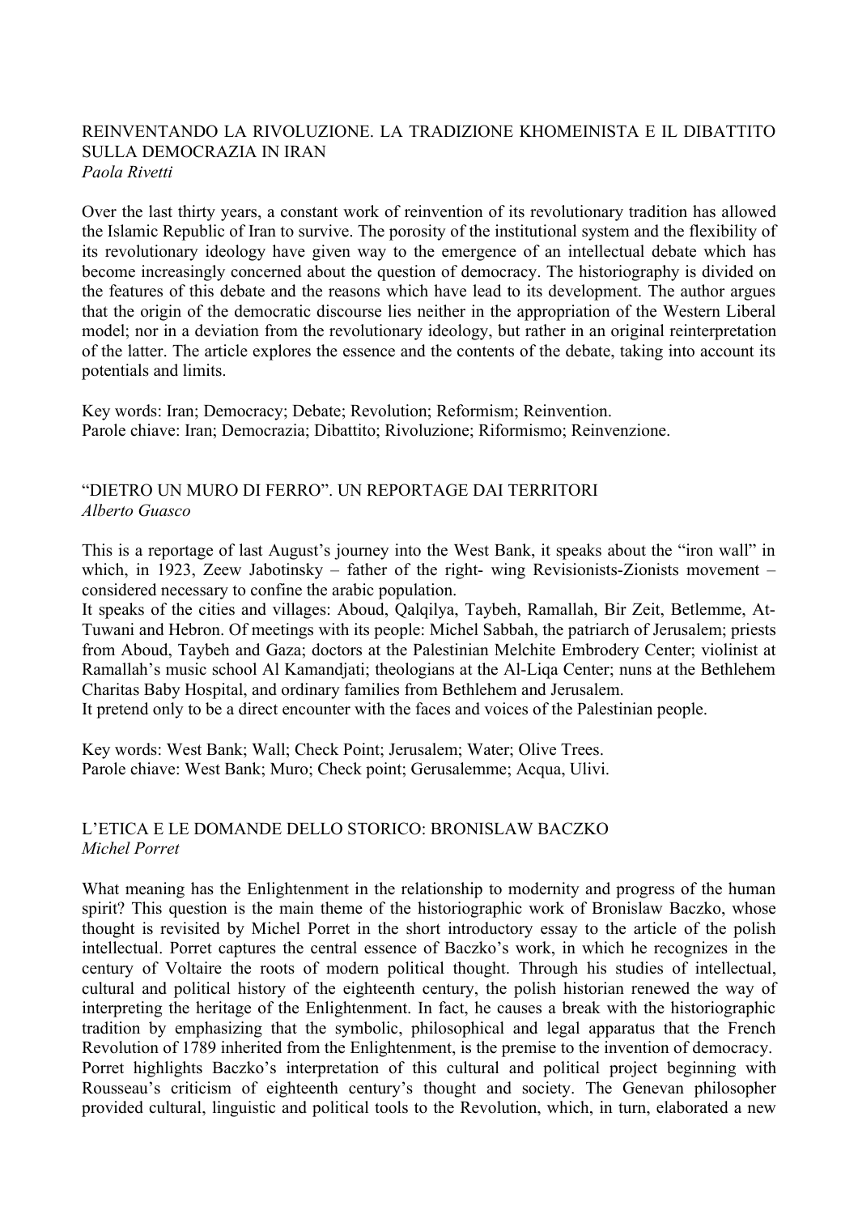REINVENTANDO LA RIVOLUZIONE. LA TRADIZIONE KHOMEINISTA E IL DIBATTITO SULLA DEMOCRAZIA IN IRAN
*Paola Rivetti*

Over the last thirty years, a constant work of reinvention of its revolutionary tradition has allowed the Islamic Republic of Iran to survive. The porosity of the institutional system and the flexibility of its revolutionary ideology have given way to the emergence of an intellectual debate which has become increasingly concerned about the question of democracy. The historiography is divided on the features of this debate and the reasons which have lead to its development. The author argues that the origin of the democratic discourse lies neither in the appropriation of the Western Liberal model; nor in a deviation from the revolutionary ideology, but rather in an original reinterpretation of the latter. The article explores the essence and the contents of the debate, taking into account its potentials and limits.

Key words: Iran; Democracy; Debate; Revolution; Reformism; Reinvention.
Parole chiave: Iran; Democrazia; Dibattito; Rivoluzione; Riformismo; Reinvenzione.

"DIETRO UN MURO DI FERRO". UN REPORTAGE DAI TERRITORI
*Alberto Guasco*

This is a reportage of last August's journey into the West Bank, it speaks about the "iron wall" in which, in 1923, Zeew Jabotinsky – father of the right- wing Revisionists-Zionists movement – considered necessary to confine the arabic population.
It speaks of the cities and villages: Aboud, Qalqilya, Taybeh, Ramallah, Bir Zeit, Betlemme, At-Tuwani and Hebron. Of meetings with its people: Michel Sabbah, the patriarch of Jerusalem; priests from Aboud, Taybeh and Gaza; doctors at the Palestinian Melchite Embrodery Center; violinist at Ramallah's music school Al Kamandjati; theologians at the Al-Liqa Center; nuns at the Bethlehem Charitas Baby Hospital, and ordinary families from Bethlehem and Jerusalem.
It pretend only to be a direct encounter with the faces and voices of the Palestinian people.

Key words: West Bank; Wall; Check Point; Jerusalem; Water; Olive Trees.
Parole chiave: West Bank; Muro; Check point; Gerusalemme; Acqua, Ulivi.

L'ETICA E LE DOMANDE DELLO STORICO: BRONISLAW BACZKO
*Michel Porret*

What meaning has the Enlightenment in the relationship to modernity and progress of the human spirit? This question is the main theme of the historiographic work of Bronislaw Baczko, whose thought is revisited by Michel Porret in the short introductory essay to the article of the polish intellectual. Porret captures the central essence of Baczko's work, in which he recognizes in the century of Voltaire the roots of modern political thought. Through his studies of intellectual, cultural and political history of the eighteenth century, the polish historian renewed the way of interpreting the heritage of the Enlightenment. In fact, he causes a break with the historiographic tradition by emphasizing that the symbolic, philosophical and legal apparatus that the French Revolution of 1789 inherited from the Enlightenement, is the premise to the invention of democracy.
Porret highlights Baczko's interpretation of this cultural and political project beginning with Rousseau's criticism of eighteenth century's thought and society. The Genevan philosopher provided cultural, linguistic and political tools to the Revolution, which, in turn, elaborated a new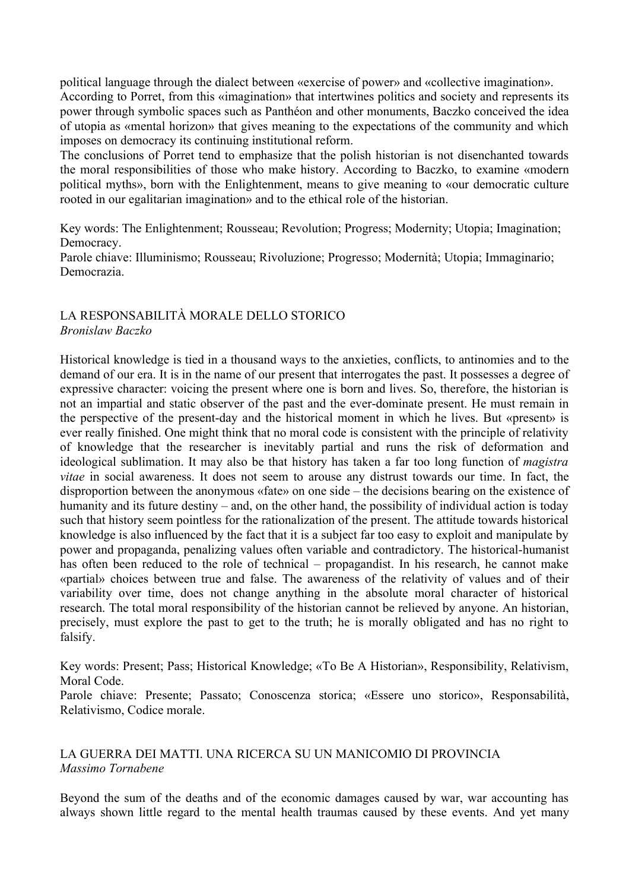political language through the dialect between «exercise of power» and «collective imagination». According to Porret, from this «imagination» that intertwines politics and society and represents its power through symbolic spaces such as Panthéon and other monuments, Baczko conceived the idea of utopia as «mental horizon» that gives meaning to the expectations of the community and which imposes on democracy its continuing institutional reform.
The conclusions of Porret tend to emphasize that the polish historian is not disenchanted towards the moral responsibilities of those who make history. According to Baczko, to examine «modern political myths», born with the Enlightenment, means to give meaning to «our democratic culture rooted in our egalitarian imagination» and to the ethical role of the historian.

Key words: The Enlightenment; Rousseau; Revolution; Progress; Modernity; Utopia; Imagination; Democracy.
Parole chiave: Illuminismo; Rousseau; Rivoluzione; Progresso; Modernità; Utopia; Immaginario; Democrazia.

## LA RESPONSABILITÀ MORALE DELLO STORICO
*Bronislaw Baczko*

Historical knowledge is tied in a thousand ways to the anxieties, conflicts, to antinomies and to the demand of our era. It is in the name of our present that interrogates the past. It possesses a degree of expressive character: voicing the present where one is born and lives. So, therefore, the historian is not an impartial and static observer of the past and the ever-dominate present. He must remain in the perspective of the present-day and the historical moment in which he lives. But «present» is ever really finished. One might think that no moral code is consistent with the principle of relativity of knowledge that the researcher is inevitably partial and runs the risk of deformation and ideological sublimation. It may also be that history has taken a far too long function of *magistra vitae* in social awareness. It does not seem to arouse any distrust towards our time. In fact, the disproportion between the anonymous «fate» on one side – the decisions bearing on the existence of humanity and its future destiny – and, on the other hand, the possibility of individual action is today such that history seem pointless for the rationalization of the present. The attitude towards historical knowledge is also influenced by the fact that it is a subject far too easy to exploit and manipulate by power and propaganda, penalizing values often variable and contradictory. The historical-humanist has often been reduced to the role of technical – propagandist. In his research, he cannot make «partial» choices between true and false. The awareness of the relativity of values and of their variability over time, does not change anything in the absolute moral character of historical research. The total moral responsibility of the historian cannot be relieved by anyone. An historian, precisely, must explore the past to get to the truth; he is morally obligated and has no right to falsify.

Key words: Present; Pass; Historical Knowledge; «To Be A Historian», Responsibility, Relativism, Moral Code.
Parole chiave: Presente; Passato; Conoscenza storica; «Essere uno storico», Responsabilità, Relativismo, Codice morale.

## LA GUERRA DEI MATTI. UNA RICERCA SU UN MANICOMIO DI PROVINCIA
*Massimo Tornabene*

Beyond the sum of the deaths and of the economic damages caused by war, war accounting has always shown little regard to the mental health traumas caused by these events. And yet many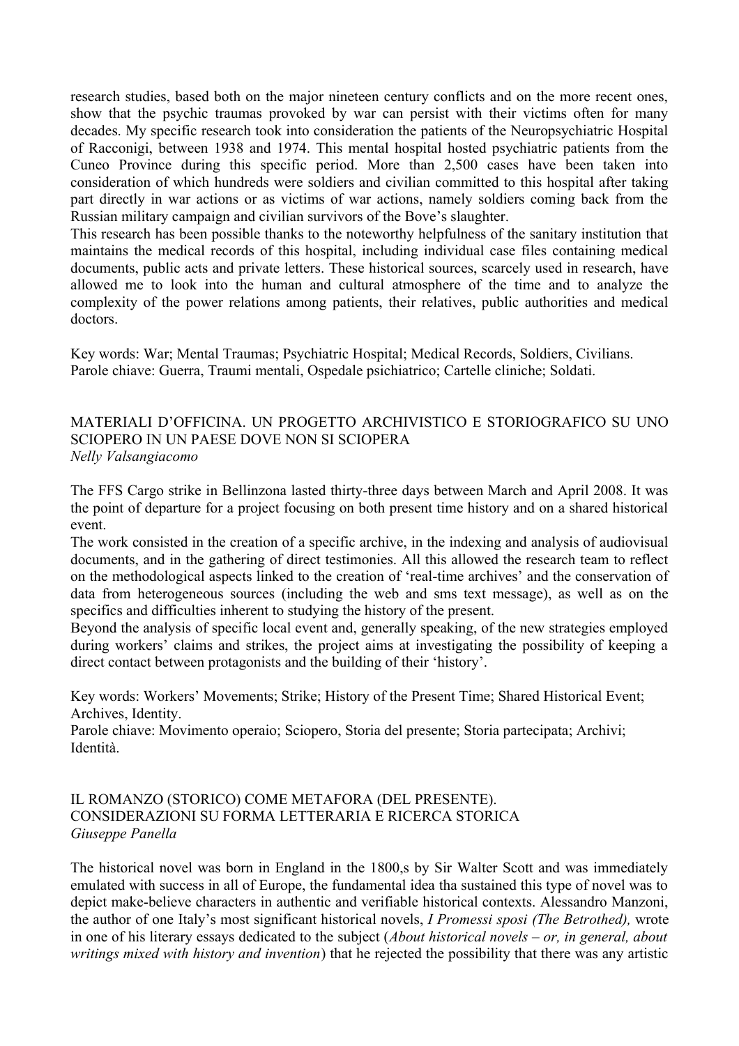research studies, based both on the major nineteen century conflicts and on the more recent ones, show that the psychic traumas provoked by war can persist with their victims often for many decades. My specific research took into consideration the patients of the Neuropsychiatric Hospital of Racconigi, between 1938 and 1974. This mental hospital hosted psychiatric patients from the Cuneo Province during this specific period. More than 2,500 cases have been taken into consideration of which hundreds were soldiers and civilian committed to this hospital after taking part directly in war actions or as victims of war actions, namely soldiers coming back from the Russian military campaign and civilian survivors of the Bove's slaughter.

This research has been possible thanks to the noteworthy helpfulness of the sanitary institution that maintains the medical records of this hospital, including individual case files containing medical documents, public acts and private letters. These historical sources, scarcely used in research, have allowed me to look into the human and cultural atmosphere of the time and to analyze the complexity of the power relations among patients, their relatives, public authorities and medical doctors.

Key words: War; Mental Traumas; Psychiatric Hospital; Medical Records, Soldiers, Civilians.
Parole chiave: Guerra, Traumi mentali, Ospedale psichiatrico; Cartelle cliniche; Soldati.

## MATERIALI D'OFFICINA. UN PROGETTO ARCHIVISTICO E STORIOGRAFICO SU UNO SCIOPERO IN UN PAESE DOVE NON SI SCIOPERA

*Nelly Valsangiacomo*

The FFS Cargo strike in Bellinzona lasted thirty-three days between March and April 2008. It was the point of departure for a project focusing on both present time history and on a shared historical event.

The work consisted in the creation of a specific archive, in the indexing and analysis of audiovisual documents, and in the gathering of direct testimonies. All this allowed the research team to reflect on the methodological aspects linked to the creation of 'real-time archives' and the conservation of data from heterogeneous sources (including the web and sms text message), as well as on the specifics and difficulties inherent to studying the history of the present.

Beyond the analysis of specific local event and, generally speaking, of the new strategies employed during workers' claims and strikes, the project aims at investigating the possibility of keeping a direct contact between protagonists and the building of their 'history'.

Key words: Workers' Movements; Strike; History of the Present Time; Shared Historical Event; Archives, Identity.
Parole chiave: Movimento operaio; Sciopero, Storia del presente; Storia partecipata; Archivi; Identità.

## IL ROMANZO (STORICO) COME METAFORA (DEL PRESENTE). CONSIDERAZIONI SU FORMA LETTERARIA E RICERCA STORICA

*Giuseppe Panella*

The historical novel was born in England in the 1800,s by Sir Walter Scott and was immediately emulated with success in all of Europe, the fundamental idea tha sustained this type of novel was to depict make-believe characters in authentic and verifiable historical contexts. Alessandro Manzoni, the author of one Italy's most significant historical novels, *I Promessi sposi (The Betrothed),* wrote in one of his literary essays dedicated to the subject (*About historical novels – or, in general, about writings mixed with history and invention*) that he rejected the possibility that there was any artistic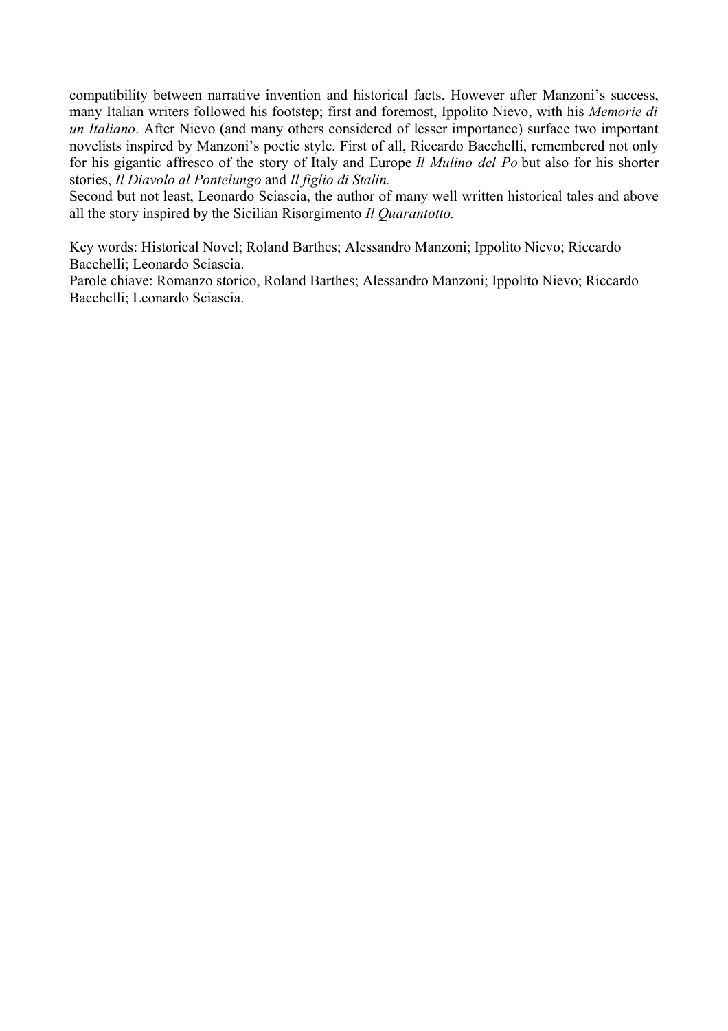compatibility between narrative invention and historical facts. However after Manzoni's success, many Italian writers followed his footstep; first and foremost, Ippolito Nievo, with his *Memorie di un Italiano*. After Nievo (and many others considered of lesser importance) surface two important novelists inspired by Manzoni's poetic style. First of all, Riccardo Bacchelli, remembered not only for his gigantic affresco of the story of Italy and Europe *Il Mulino del Po* but also for his shorter stories, *Il Diavolo al Pontelungo* and *Il figlio di Stalin.*

Second but not least, Leonardo Sciascia, the author of many well written historical tales and above all the story inspired by the Sicilian Risorgimento *Il Quarantotto.*

Key words: Historical Novel; Roland Barthes; Alessandro Manzoni; Ippolito Nievo; Riccardo Bacchelli; Leonardo Sciascia.

Parole chiave: Romanzo storico, Roland Barthes; Alessandro Manzoni; Ippolito Nievo; Riccardo Bacchelli; Leonardo Sciascia.